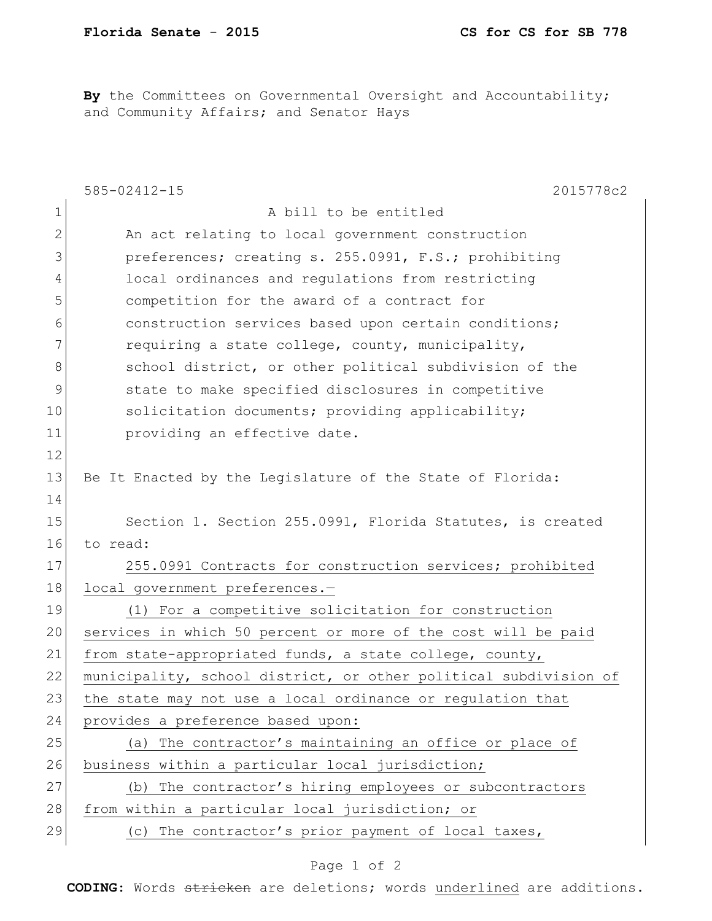**By** the Committees on Governmental Oversight and Accountability; and Community Affairs; and Senator Hays

585-02412-15 2015778c2

A bill to be entitled

An act relating to local government construction preferences; creating s. 255.0991, F.S.; prohibiting local ordinances and regulations from restricting competition for the award of a contract for construction services based upon certain conditions; requiring a state college, county, municipality, school district, or other political subdivision of the state to make specified disclosures in competitive solicitation documents; providing applicability; providing an effective date.

Be It Enacted by the Legislature of the State of Florida:

Section 1. Section 255.0991, Florida Statutes, is created to read:

<u>255.0991 Contracts for construction services; prohibited local government preferences.—</u>

<u>(1) For a competitive solicitation for construction services in which 50 percent or more of the cost will be paid from state-appropriated funds, a state college, county, municipality, school district, or other political subdivision of the state may not use a local ordinance or regulation that provides a preference based upon:</u>

<u>(a) The contractor's maintaining an office or place of business within a particular local jurisdiction;</u>

<u>(b) The contractor's hiring employees or subcontractors from within a particular local jurisdiction; or</u>

<u>(c) The contractor's prior payment of local taxes,</u>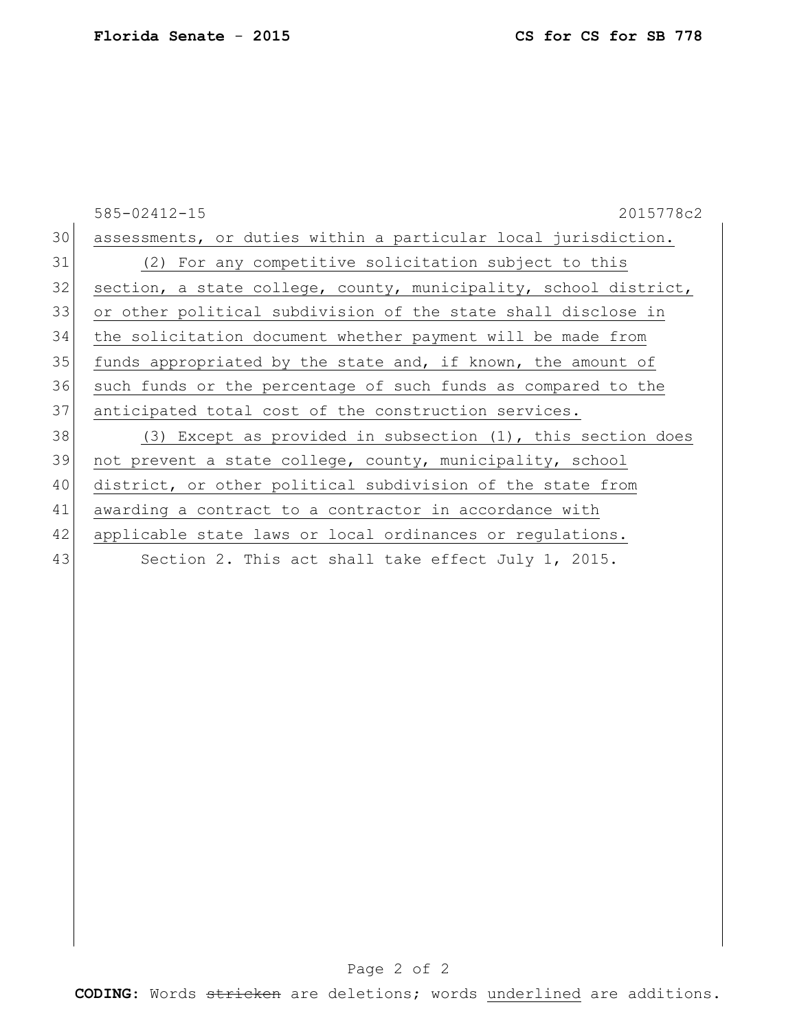585-02412-15 2015778c2

30 assessments, or duties within a particular local jurisdiction.

31 (2) For any competitive solicitation subject to this
32 section, a state college, county, municipality, school district,
33 or other political subdivision of the state shall disclose in
34 the solicitation document whether payment will be made from
35 funds appropriated by the state and, if known, the amount of
36 such funds or the percentage of such funds as compared to the
37 anticipated total cost of the construction services.

38 (3) Except as provided in subsection (1), this section does
39 not prevent a state college, county, municipality, school
40 district, or other political subdivision of the state from
41 awarding a contract to a contractor in accordance with
42 applicable state laws or local ordinances or regulations.

43 Section 2. This act shall take effect July 1, 2015.

**CODING:** Words ~~stricken~~ are deletions; words underlined are additions.